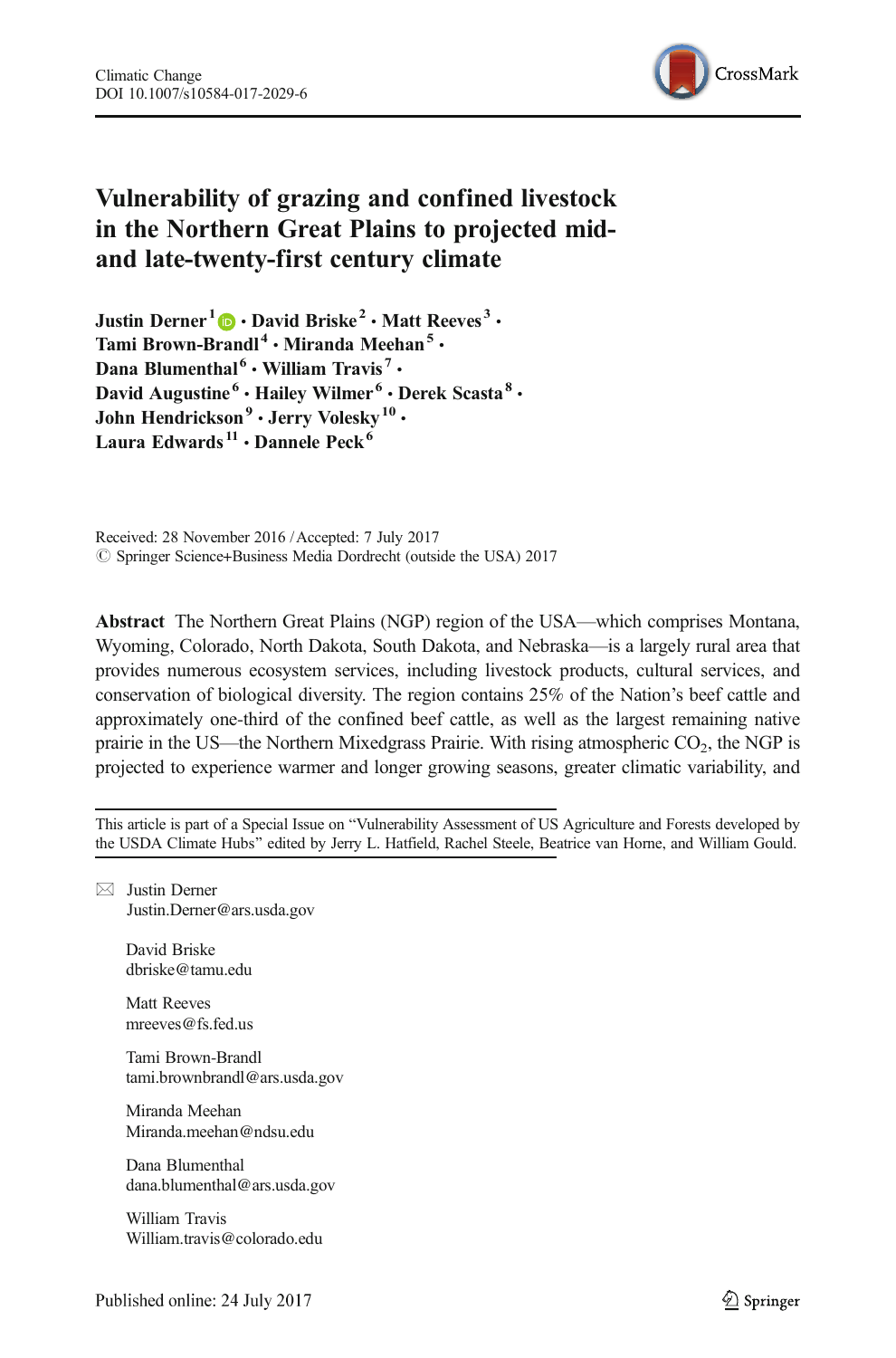# Vulnerability of grazing and confined livestock in the Northern Great Plains to projected mid- and late-twenty-first century climate

**Justin Derner**[1] · **David Briske**[2] · **Matt Reeves**[3] · **Tami Brown-Brandl**[4] · **Miranda Meehan**[5] · **Dana Blumenthal**[6] · **William Travis**[7] · **David Augustine**[6] · **Hailey Wilmer**[6] · **Derek Scasta**[8] · **John Hendrickson**[9] · **Jerry Volesky**[10] · **Laura Edwards**[11] · **Dannele Peck**[6]

Received: 28 November 2016 / Accepted: 7 July 2017
© Springer Science+Business Media Dordrecht (outside the USA) 2017

**Abstract** The Northern Great Plains (NGP) region of the USA—which comprises Montana, Wyoming, Colorado, North Dakota, South Dakota, and Nebraska—is a largely rural area that provides numerous ecosystem services, including livestock products, cultural services, and conservation of biological diversity. The region contains 25% of the Nation's beef cattle and approximately one-third of the confined beef cattle, as well as the largest remaining native prairie in the US—the Northern Mixedgrass Prairie. With rising atmospheric $CO_2$, the NGP is projected to experience warmer and longer growing seasons, greater climatic variability, and

---

This article is part of a Special Issue on "Vulnerability Assessment of US Agriculture and Forests developed by the USDA Climate Hubs" edited by Jerry L. Hatfield, Rachel Steele, Beatrice van Horne, and William Gould.

✉ Justin Derner
Justin.Derner@ars.usda.gov

David Briske
dbriske@tamu.edu

Matt Reeves
mreeves@fs.fed.us

Tami Brown-Brandl
tami.brownbrandl@ars.usda.gov

Miranda Meehan
Miranda.meehan@ndsu.edu

Dana Blumenthal
dana.blumenthal@ars.usda.gov

William Travis
William.travis@colorado.edu

Published online: 24 July 2017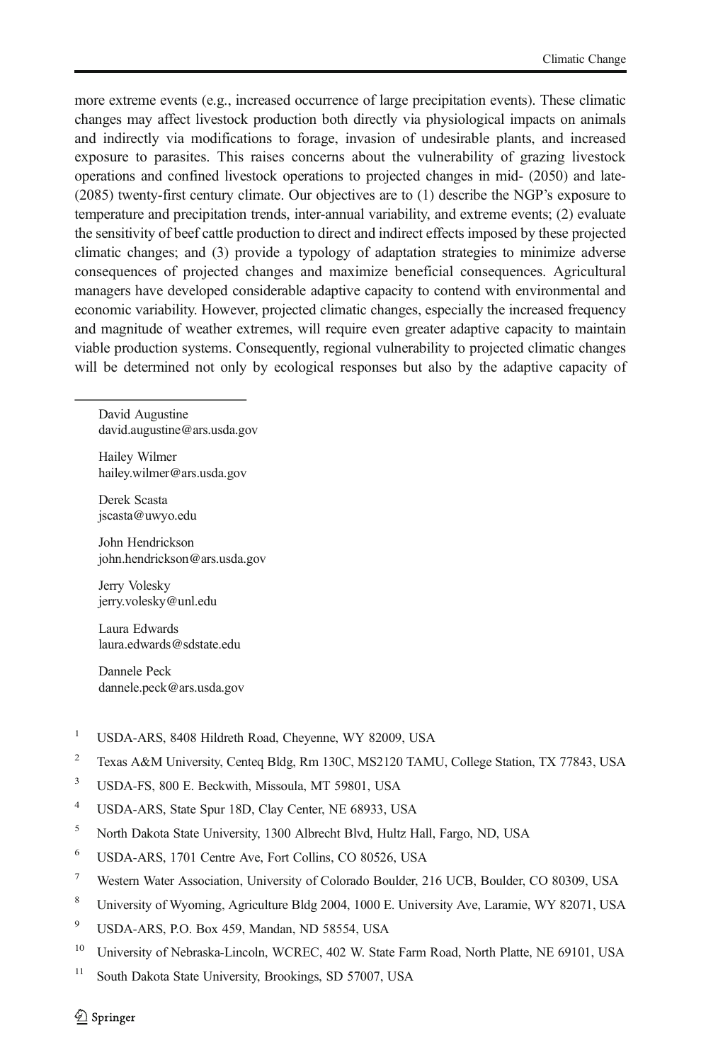more extreme events (e.g., increased occurrence of large precipitation events). These climatic changes may affect livestock production both directly via physiological impacts on animals and indirectly via modifications to forage, invasion of undesirable plants, and increased exposure to parasites. This raises concerns about the vulnerability of grazing livestock operations and confined livestock operations to projected changes in mid- (2050) and late- (2085) twenty-first century climate. Our objectives are to (1) describe the NGP's exposure to temperature and precipitation trends, inter-annual variability, and extreme events; (2) evaluate the sensitivity of beef cattle production to direct and indirect effects imposed by these projected climatic changes; and (3) provide a typology of adaptation strategies to minimize adverse consequences of projected changes and maximize beneficial consequences. Agricultural managers have developed considerable adaptive capacity to contend with environmental and economic variability. However, projected climatic changes, especially the increased frequency and magnitude of weather extremes, will require even greater adaptive capacity to maintain viable production systems. Consequently, regional vulnerability to projected climatic changes will be determined not only by ecological responses but also by the adaptive capacity of

---

David Augustine
david.augustine@ars.usda.gov

Hailey Wilmer
hailey.wilmer@ars.usda.gov

Derek Scasta
jscasta@uwyo.edu

John Hendrickson
john.hendrickson@ars.usda.gov

Jerry Volesky
jerry.volesky@unl.edu

Laura Edwards
laura.edwards@sdstate.edu

Dannele Peck
dannele.peck@ars.usda.gov

[1] USDA-ARS, 8408 Hildreth Road, Cheyenne, WY 82009, USA

[2] Texas A&M University, Centeq Bldg, Rm 130C, MS2120 TAMU, College Station, TX 77843, USA

[3] USDA-FS, 800 E. Beckwith, Missoula, MT 59801, USA

[4] USDA-ARS, State Spur 18D, Clay Center, NE 68933, USA

[5] North Dakota State University, 1300 Albrecht Blvd, Hultz Hall, Fargo, ND, USA

[6] USDA-ARS, 1701 Centre Ave, Fort Collins, CO 80526, USA

[7] Western Water Association, University of Colorado Boulder, 216 UCB, Boulder, CO 80309, USA

[8] University of Wyoming, Agriculture Bldg 2004, 1000 E. University Ave, Laramie, WY 82071, USA

[9] USDA-ARS, P.O. Box 459, Mandan, ND 58554, USA

[10] University of Nebraska-Lincoln, WCREC, 402 W. State Farm Road, North Platte, NE 69101, USA

[11] South Dakota State University, Brookings, SD 57007, USA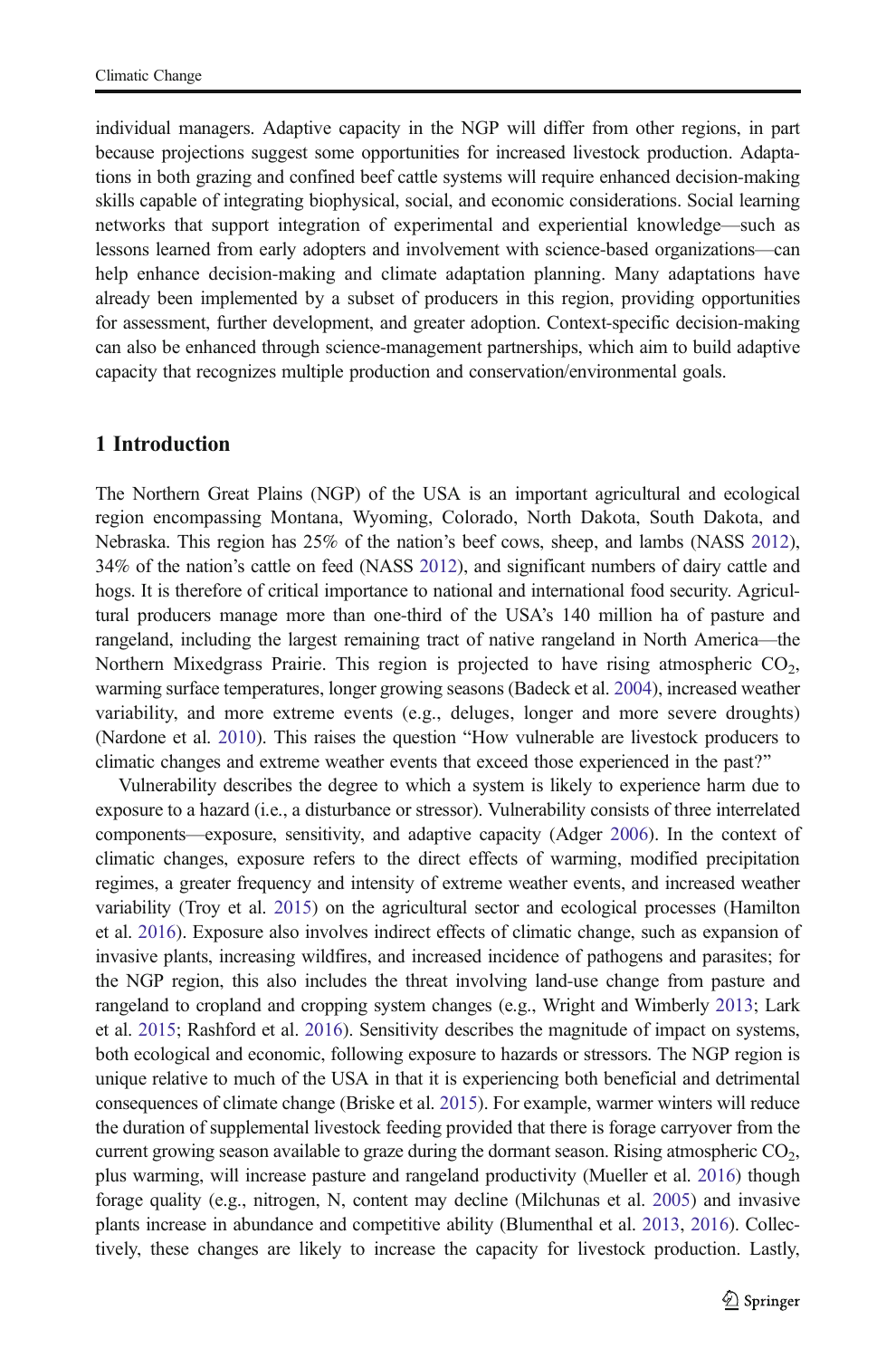individual managers. Adaptive capacity in the NGP will differ from other regions, in part because projections suggest some opportunities for increased livestock production. Adaptations in both grazing and confined beef cattle systems will require enhanced decision-making skills capable of integrating biophysical, social, and economic considerations. Social learning networks that support integration of experimental and experiential knowledge—such as lessons learned from early adopters and involvement with science-based organizations—can help enhance decision-making and climate adaptation planning. Many adaptations have already been implemented by a subset of producers in this region, providing opportunities for assessment, further development, and greater adoption. Context-specific decision-making can also be enhanced through science-management partnerships, which aim to build adaptive capacity that recognizes multiple production and conservation/environmental goals.

## 1 Introduction

The Northern Great Plains (NGP) of the USA is an important agricultural and ecological region encompassing Montana, Wyoming, Colorado, North Dakota, South Dakota, and Nebraska. This region has 25% of the nation's beef cows, sheep, and lambs (NASS 2012), 34% of the nation's cattle on feed (NASS 2012), and significant numbers of dairy cattle and hogs. It is therefore of critical importance to national and international food security. Agricultural producers manage more than one-third of the USA's 140 million ha of pasture and rangeland, including the largest remaining tract of native rangeland in North America—the Northern Mixedgrass Prairie. This region is projected to have rising atmospheric $CO_2$, warming surface temperatures, longer growing seasons (Badeck et al. 2004), increased weather variability, and more extreme events (e.g., deluges, longer and more severe droughts) (Nardone et al. 2010). This raises the question "How vulnerable are livestock producers to climatic changes and extreme weather events that exceed those experienced in the past?"

Vulnerability describes the degree to which a system is likely to experience harm due to exposure to a hazard (i.e., a disturbance or stressor). Vulnerability consists of three interrelated components—exposure, sensitivity, and adaptive capacity (Adger 2006). In the context of climatic changes, exposure refers to the direct effects of warming, modified precipitation regimes, a greater frequency and intensity of extreme weather events, and increased weather variability (Troy et al. 2015) on the agricultural sector and ecological processes (Hamilton et al. 2016). Exposure also involves indirect effects of climatic change, such as expansion of invasive plants, increasing wildfires, and increased incidence of pathogens and parasites; for the NGP region, this also includes the threat involving land-use change from pasture and rangeland to cropland and cropping system changes (e.g., Wright and Wimberly 2013; Lark et al. 2015; Rashford et al. 2016). Sensitivity describes the magnitude of impact on systems, both ecological and economic, following exposure to hazards or stressors. The NGP region is unique relative to much of the USA in that it is experiencing both beneficial and detrimental consequences of climate change (Briske et al. 2015). For example, warmer winters will reduce the duration of supplemental livestock feeding provided that there is forage carryover from the current growing season available to graze during the dormant season. Rising atmospheric $CO_2$, plus warming, will increase pasture and rangeland productivity (Mueller et al. 2016) though forage quality (e.g., nitrogen, N, content may decline (Milchunas et al. 2005) and invasive plants increase in abundance and competitive ability (Blumenthal et al. 2013, 2016). Collectively, these changes are likely to increase the capacity for livestock production. Lastly,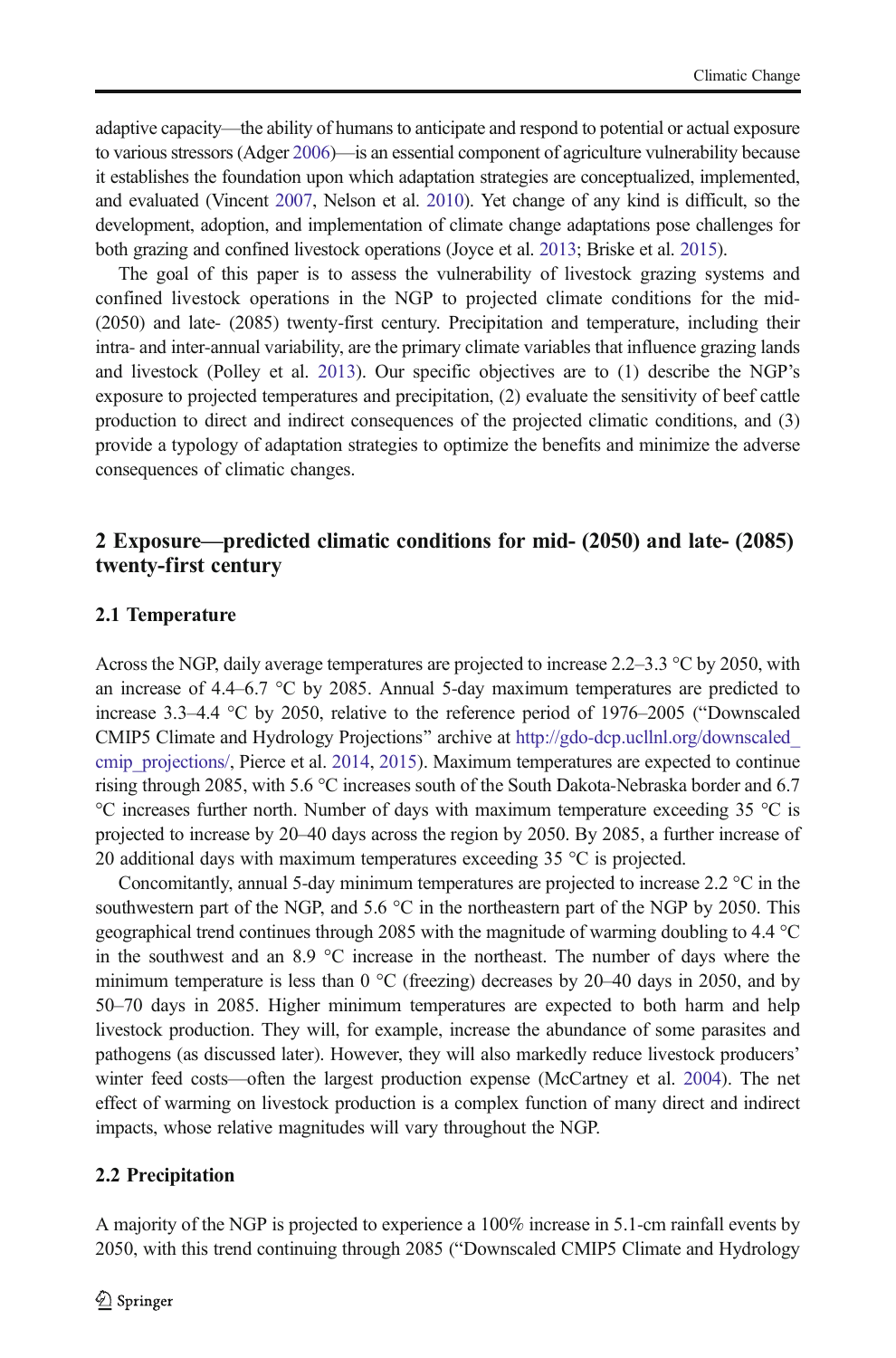adaptive capacity—the ability of humans to anticipate and respond to potential or actual exposure to various stressors (Adger 2006)—is an essential component of agriculture vulnerability because it establishes the foundation upon which adaptation strategies are conceptualized, implemented, and evaluated (Vincent 2007, Nelson et al. 2010). Yet change of any kind is difficult, so the development, adoption, and implementation of climate change adaptations pose challenges for both grazing and confined livestock operations (Joyce et al. 2013; Briske et al. 2015).

The goal of this paper is to assess the vulnerability of livestock grazing systems and confined livestock operations in the NGP to projected climate conditions for the mid- (2050) and late- (2085) twenty-first century. Precipitation and temperature, including their intra- and inter-annual variability, are the primary climate variables that influence grazing lands and livestock (Polley et al. 2013). Our specific objectives are to (1) describe the NGP's exposure to projected temperatures and precipitation, (2) evaluate the sensitivity of beef cattle production to direct and indirect consequences of the projected climatic conditions, and (3) provide a typology of adaptation strategies to optimize the benefits and minimize the adverse consequences of climatic changes.

## 2 Exposure—predicted climatic conditions for mid- (2050) and late- (2085) twenty-first century

### 2.1 Temperature

Across the NGP, daily average temperatures are projected to increase 2.2–3.3 °C by 2050, with an increase of 4.4–6.7 °C by 2085. Annual 5-day maximum temperatures are predicted to increase 3.3–4.4 °C by 2050, relative to the reference period of 1976–2005 ("Downscaled CMIP5 Climate and Hydrology Projections" archive at http://gdo-dcp.ucllnl.org/downscaled_cmip_projections/, Pierce et al. 2014, 2015). Maximum temperatures are expected to continue rising through 2085, with 5.6 °C increases south of the South Dakota-Nebraska border and 6.7 °C increases further north. Number of days with maximum temperature exceeding 35 °C is projected to increase by 20–40 days across the region by 2050. By 2085, a further increase of 20 additional days with maximum temperatures exceeding 35 °C is projected.

Concomitantly, annual 5-day minimum temperatures are projected to increase 2.2 °C in the southwestern part of the NGP, and 5.6 °C in the northeastern part of the NGP by 2050. This geographical trend continues through 2085 with the magnitude of warming doubling to 4.4 °C in the southwest and an 8.9 °C increase in the northeast. The number of days where the minimum temperature is less than 0 °C (freezing) decreases by 20–40 days in 2050, and by 50–70 days in 2085. Higher minimum temperatures are expected to both harm and help livestock production. They will, for example, increase the abundance of some parasites and pathogens (as discussed later). However, they will also markedly reduce livestock producers' winter feed costs—often the largest production expense (McCartney et al. 2004). The net effect of warming on livestock production is a complex function of many direct and indirect impacts, whose relative magnitudes will vary throughout the NGP.

### 2.2 Precipitation

A majority of the NGP is projected to experience a 100% increase in 5.1-cm rainfall events by 2050, with this trend continuing through 2085 ("Downscaled CMIP5 Climate and Hydrology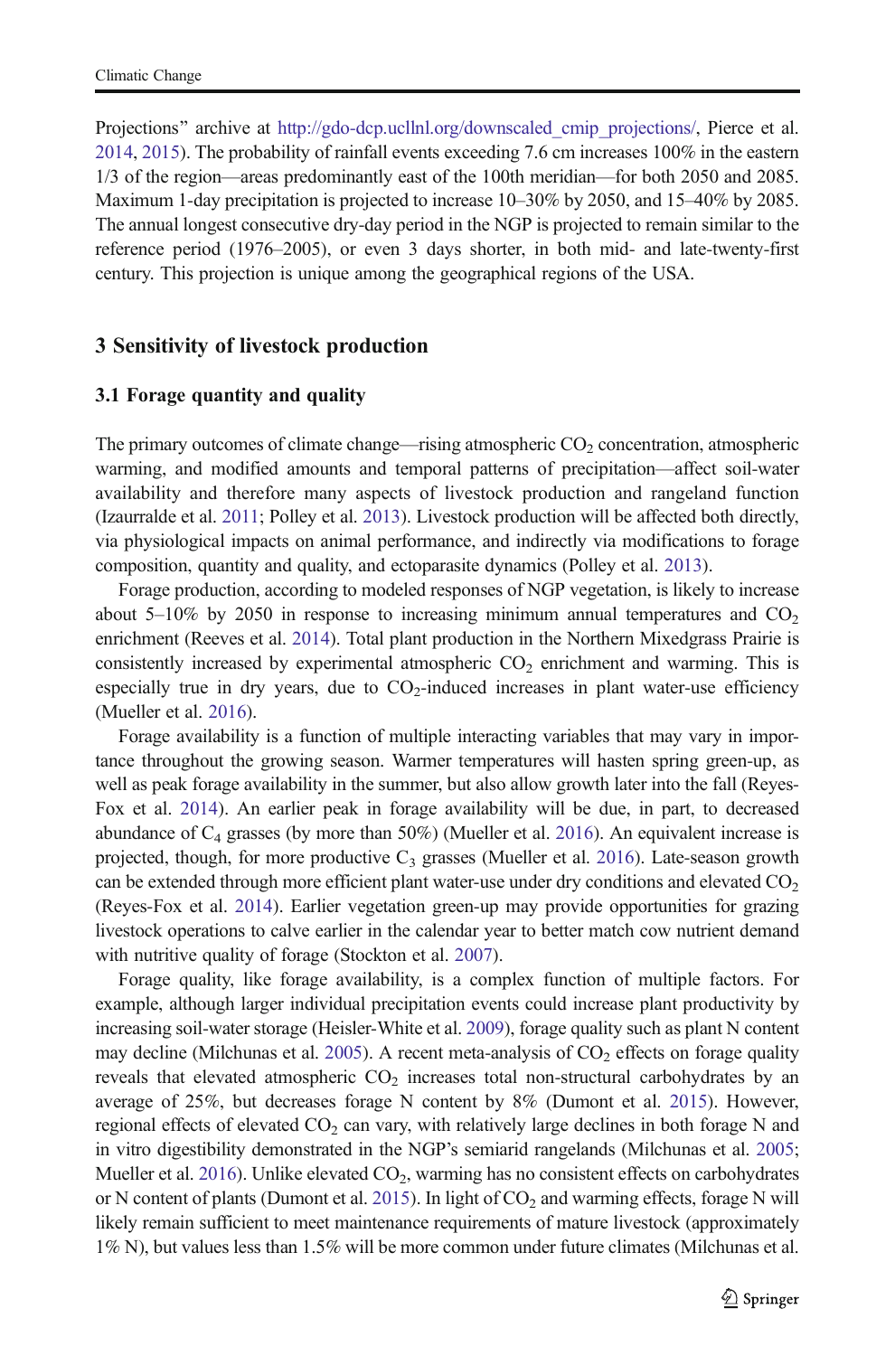Projections" archive at http://gdo-dcp.ucllnl.org/downscaled_cmip_projections/, Pierce et al. 2014, 2015). The probability of rainfall events exceeding 7.6 cm increases 100% in the eastern 1/3 of the region—areas predominantly east of the 100th meridian—for both 2050 and 2085. Maximum 1-day precipitation is projected to increase 10–30% by 2050, and 15–40% by 2085. The annual longest consecutive dry-day period in the NGP is projected to remain similar to the reference period (1976–2005), or even 3 days shorter, in both mid- and late-twenty-first century. This projection is unique among the geographical regions of the USA.

## 3 Sensitivity of livestock production

### 3.1 Forage quantity and quality

The primary outcomes of climate change—rising atmospheric $CO_2$ concentration, atmospheric warming, and modified amounts and temporal patterns of precipitation—affect soil-water availability and therefore many aspects of livestock production and rangeland function (Izaurralde et al. 2011; Polley et al. 2013). Livestock production will be affected both directly, via physiological impacts on animal performance, and indirectly via modifications to forage composition, quantity and quality, and ectoparasite dynamics (Polley et al. 2013).

Forage production, according to modeled responses of NGP vegetation, is likely to increase about 5–10% by 2050 in response to increasing minimum annual temperatures and $CO_2$ enrichment (Reeves et al. 2014). Total plant production in the Northern Mixedgrass Prairie is consistently increased by experimental atmospheric $CO_2$ enrichment and warming. This is especially true in dry years, due to $CO_2$-induced increases in plant water-use efficiency (Mueller et al. 2016).

Forage availability is a function of multiple interacting variables that may vary in importance throughout the growing season. Warmer temperatures will hasten spring green-up, as well as peak forage availability in the summer, but also allow growth later into the fall (Reyes-Fox et al. 2014). An earlier peak in forage availability will be due, in part, to decreased abundance of $C_4$ grasses (by more than 50%) (Mueller et al. 2016). An equivalent increase is projected, though, for more productive $C_3$ grasses (Mueller et al. 2016). Late-season growth can be extended through more efficient plant water-use under dry conditions and elevated $CO_2$ (Reyes-Fox et al. 2014). Earlier vegetation green-up may provide opportunities for grazing livestock operations to calve earlier in the calendar year to better match cow nutrient demand with nutritive quality of forage (Stockton et al. 2007).

Forage quality, like forage availability, is a complex function of multiple factors. For example, although larger individual precipitation events could increase plant productivity by increasing soil-water storage (Heisler-White et al. 2009), forage quality such as plant N content may decline (Milchunas et al. 2005). A recent meta-analysis of $CO_2$ effects on forage quality reveals that elevated atmospheric $CO_2$ increases total non-structural carbohydrates by an average of 25%, but decreases forage N content by 8% (Dumont et al. 2015). However, regional effects of elevated $CO_2$ can vary, with relatively large declines in both forage N and in vitro digestibility demonstrated in the NGP's semiarid rangelands (Milchunas et al. 2005; Mueller et al. 2016). Unlike elevated $CO_2$, warming has no consistent effects on carbohydrates or N content of plants (Dumont et al. 2015). In light of $CO_2$ and warming effects, forage N will likely remain sufficient to meet maintenance requirements of mature livestock (approximately 1% N), but values less than 1.5% will be more common under future climates (Milchunas et al.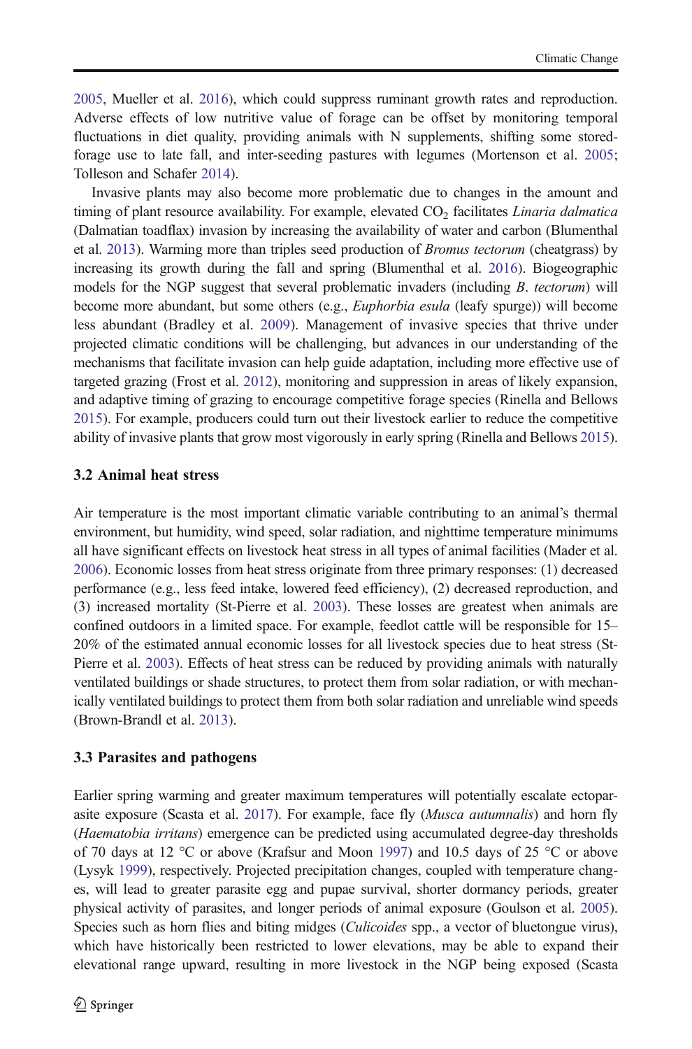2005, Mueller et al. 2016), which could suppress ruminant growth rates and reproduction. Adverse effects of low nutritive value of forage can be offset by monitoring temporal fluctuations in diet quality, providing animals with N supplements, shifting some stored-forage use to late fall, and inter-seeding pastures with legumes (Mortenson et al. 2005; Tolleson and Schafer 2014).

Invasive plants may also become more problematic due to changes in the amount and timing of plant resource availability. For example, elevated $CO_2$ facilitates *Linaria dalmatica* (Dalmatian toadflax) invasion by increasing the availability of water and carbon (Blumenthal et al. 2013). Warming more than triples seed production of *Bromus tectorum* (cheatgrass) by increasing its growth during the fall and spring (Blumenthal et al. 2016). Biogeographic models for the NGP suggest that several problematic invaders (including *B. tectorum*) will become more abundant, but some others (e.g., *Euphorbia esula* (leafy spurge)) will become less abundant (Bradley et al. 2009). Management of invasive species that thrive under projected climatic conditions will be challenging, but advances in our understanding of the mechanisms that facilitate invasion can help guide adaptation, including more effective use of targeted grazing (Frost et al. 2012), monitoring and suppression in areas of likely expansion, and adaptive timing of grazing to encourage competitive forage species (Rinella and Bellows 2015). For example, producers could turn out their livestock earlier to reduce the competitive ability of invasive plants that grow most vigorously in early spring (Rinella and Bellows 2015).

### 3.2 Animal heat stress

Air temperature is the most important climatic variable contributing to an animal's thermal environment, but humidity, wind speed, solar radiation, and nighttime temperature minimums all have significant effects on livestock heat stress in all types of animal facilities (Mader et al. 2006). Economic losses from heat stress originate from three primary responses: (1) decreased performance (e.g., less feed intake, lowered feed efficiency), (2) decreased reproduction, and (3) increased mortality (St-Pierre et al. 2003). These losses are greatest when animals are confined outdoors in a limited space. For example, feedlot cattle will be responsible for 15–20% of the estimated annual economic losses for all livestock species due to heat stress (St-Pierre et al. 2003). Effects of heat stress can be reduced by providing animals with naturally ventilated buildings or shade structures, to protect them from solar radiation, or with mechanically ventilated buildings to protect them from both solar radiation and unreliable wind speeds (Brown-Brandl et al. 2013).

### 3.3 Parasites and pathogens

Earlier spring warming and greater maximum temperatures will potentially escalate ectoparasite exposure (Scasta et al. 2017). For example, face fly (*Musca autumnalis*) and horn fly (*Haematobia irritans*) emergence can be predicted using accumulated degree-day thresholds of 70 days at 12 °C or above (Krafsur and Moon 1997) and 10.5 days of 25 °C or above (Lysyk 1999), respectively. Projected precipitation changes, coupled with temperature changes, will lead to greater parasite egg and pupae survival, shorter dormancy periods, greater physical activity of parasites, and longer periods of animal exposure (Goulson et al. 2005). Species such as horn flies and biting midges (*Culicoides* spp., a vector of bluetongue virus), which have historically been restricted to lower elevations, may be able to expand their elevational range upward, resulting in more livestock in the NGP being exposed (Scasta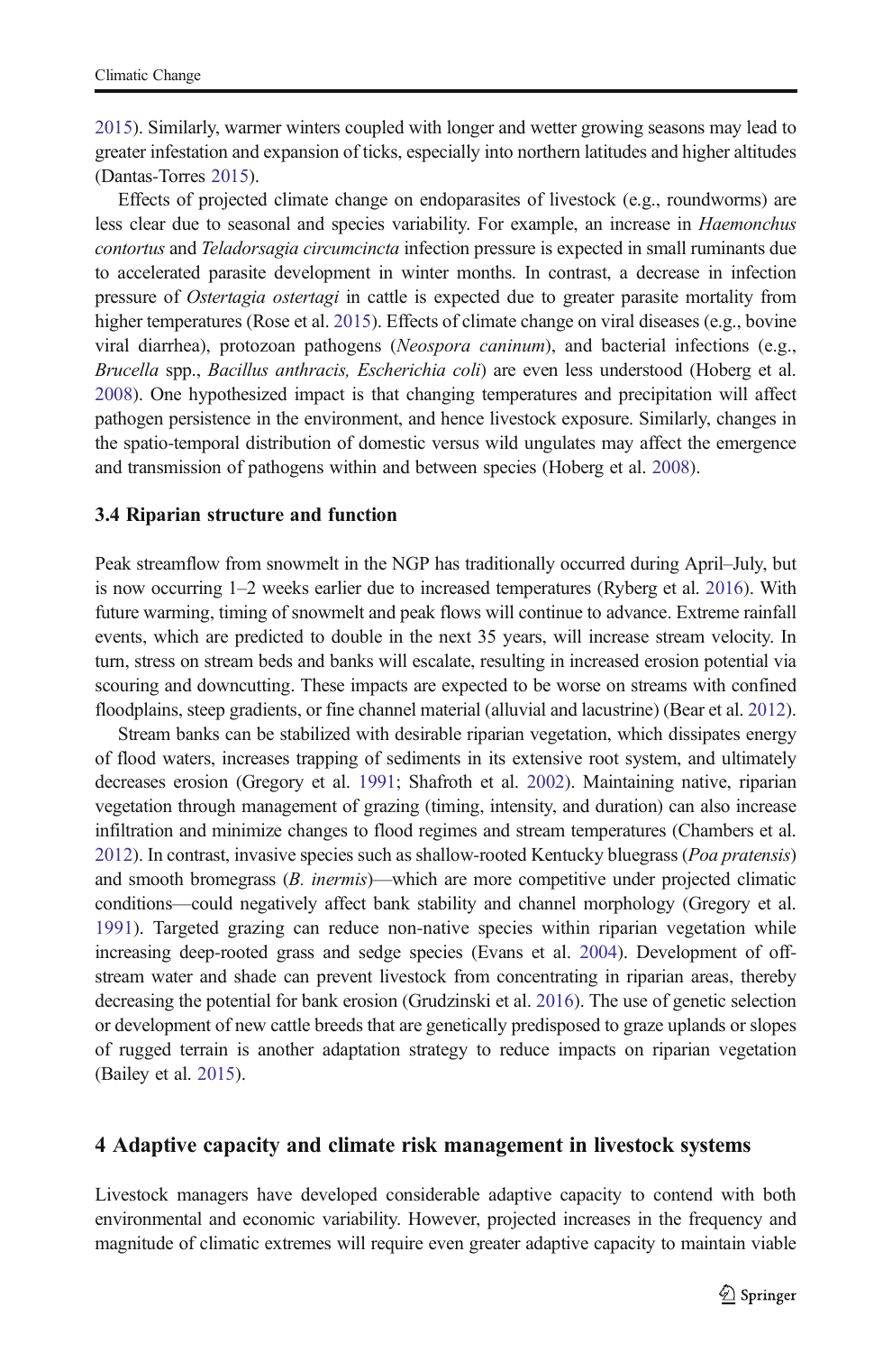2015). Similarly, warmer winters coupled with longer and wetter growing seasons may lead to greater infestation and expansion of ticks, especially into northern latitudes and higher altitudes (Dantas-Torres 2015).

Effects of projected climate change on endoparasites of livestock (e.g., roundworms) are less clear due to seasonal and species variability. For example, an increase in *Haemonchus contortus* and *Teladorsagia circumcincta* infection pressure is expected in small ruminants due to accelerated parasite development in winter months. In contrast, a decrease in infection pressure of *Ostertagia ostertagi* in cattle is expected due to greater parasite mortality from higher temperatures (Rose et al. 2015). Effects of climate change on viral diseases (e.g., bovine viral diarrhea), protozoan pathogens (*Neospora caninum*), and bacterial infections (e.g., *Brucella* spp., *Bacillus anthracis, Escherichia coli*) are even less understood (Hoberg et al. 2008). One hypothesized impact is that changing temperatures and precipitation will affect pathogen persistence in the environment, and hence livestock exposure. Similarly, changes in the spatio-temporal distribution of domestic versus wild ungulates may affect the emergence and transmission of pathogens within and between species (Hoberg et al. 2008).

### 3.4 Riparian structure and function

Peak streamflow from snowmelt in the NGP has traditionally occurred during April–July, but is now occurring 1–2 weeks earlier due to increased temperatures (Ryberg et al. 2016). With future warming, timing of snowmelt and peak flows will continue to advance. Extreme rainfall events, which are predicted to double in the next 35 years, will increase stream velocity. In turn, stress on stream beds and banks will escalate, resulting in increased erosion potential via scouring and downcutting. These impacts are expected to be worse on streams with confined floodplains, steep gradients, or fine channel material (alluvial and lacustrine) (Bear et al. 2012).

Stream banks can be stabilized with desirable riparian vegetation, which dissipates energy of flood waters, increases trapping of sediments in its extensive root system, and ultimately decreases erosion (Gregory et al. 1991; Shafroth et al. 2002). Maintaining native, riparian vegetation through management of grazing (timing, intensity, and duration) can also increase infiltration and minimize changes to flood regimes and stream temperatures (Chambers et al. 2012). In contrast, invasive species such as shallow-rooted Kentucky bluegrass (*Poa pratensis*) and smooth bromegrass (*B. inermis*)—which are more competitive under projected climatic conditions—could negatively affect bank stability and channel morphology (Gregory et al. 1991). Targeted grazing can reduce non-native species within riparian vegetation while increasing deep-rooted grass and sedge species (Evans et al. 2004). Development of off-stream water and shade can prevent livestock from concentrating in riparian areas, thereby decreasing the potential for bank erosion (Grudzinski et al. 2016). The use of genetic selection or development of new cattle breeds that are genetically predisposed to graze uplands or slopes of rugged terrain is another adaptation strategy to reduce impacts on riparian vegetation (Bailey et al. 2015).

## 4 Adaptive capacity and climate risk management in livestock systems

Livestock managers have developed considerable adaptive capacity to contend with both environmental and economic variability. However, projected increases in the frequency and magnitude of climatic extremes will require even greater adaptive capacity to maintain viable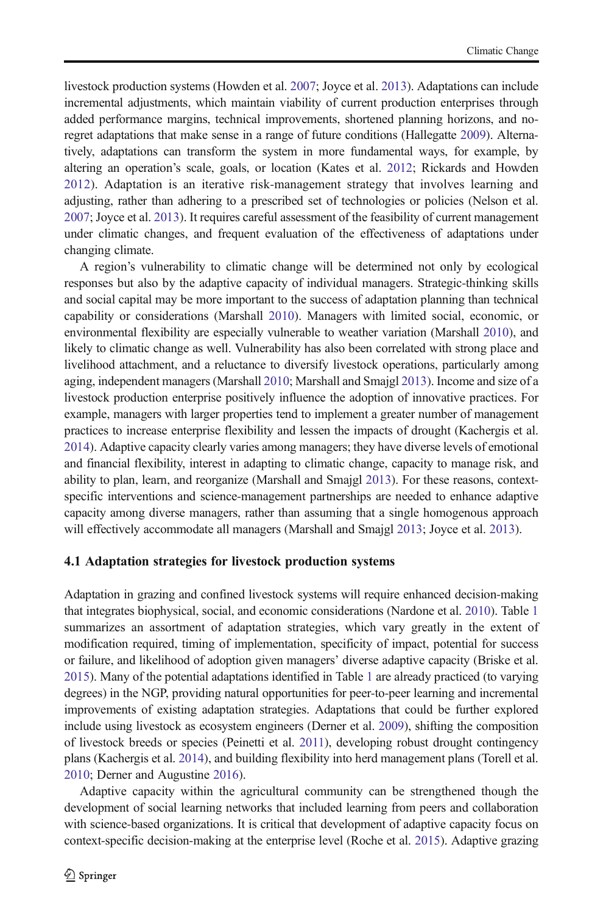livestock production systems (Howden et al. 2007; Joyce et al. 2013). Adaptations can include incremental adjustments, which maintain viability of current production enterprises through added performance margins, technical improvements, shortened planning horizons, and no-regret adaptations that make sense in a range of future conditions (Hallegatte 2009). Alternatively, adaptations can transform the system in more fundamental ways, for example, by altering an operation's scale, goals, or location (Kates et al. 2012; Rickards and Howden 2012). Adaptation is an iterative risk-management strategy that involves learning and adjusting, rather than adhering to a prescribed set of technologies or policies (Nelson et al. 2007; Joyce et al. 2013). It requires careful assessment of the feasibility of current management under climatic changes, and frequent evaluation of the effectiveness of adaptations under changing climate.

A region's vulnerability to climatic change will be determined not only by ecological responses but also by the adaptive capacity of individual managers. Strategic-thinking skills and social capital may be more important to the success of adaptation planning than technical capability or considerations (Marshall 2010). Managers with limited social, economic, or environmental flexibility are especially vulnerable to weather variation (Marshall 2010), and likely to climatic change as well. Vulnerability has also been correlated with strong place and livelihood attachment, and a reluctance to diversify livestock operations, particularly among aging, independent managers (Marshall 2010; Marshall and Smajgl 2013). Income and size of a livestock production enterprise positively influence the adoption of innovative practices. For example, managers with larger properties tend to implement a greater number of management practices to increase enterprise flexibility and lessen the impacts of drought (Kachergis et al. 2014). Adaptive capacity clearly varies among managers; they have diverse levels of emotional and financial flexibility, interest in adapting to climatic change, capacity to manage risk, and ability to plan, learn, and reorganize (Marshall and Smajgl 2013). For these reasons, context-specific interventions and science-management partnerships are needed to enhance adaptive capacity among diverse managers, rather than assuming that a single homogenous approach will effectively accommodate all managers (Marshall and Smajgl 2013; Joyce et al. 2013).

### 4.1 Adaptation strategies for livestock production systems

Adaptation in grazing and confined livestock systems will require enhanced decision-making that integrates biophysical, social, and economic considerations (Nardone et al. 2010). Table 1 summarizes an assortment of adaptation strategies, which vary greatly in the extent of modification required, timing of implementation, specificity of impact, potential for success or failure, and likelihood of adoption given managers' diverse adaptive capacity (Briske et al. 2015). Many of the potential adaptations identified in Table 1 are already practiced (to varying degrees) in the NGP, providing natural opportunities for peer-to-peer learning and incremental improvements of existing adaptation strategies. Adaptations that could be further explored include using livestock as ecosystem engineers (Derner et al. 2009), shifting the composition of livestock breeds or species (Peinetti et al. 2011), developing robust drought contingency plans (Kachergis et al. 2014), and building flexibility into herd management plans (Torell et al. 2010; Derner and Augustine 2016).

Adaptive capacity within the agricultural community can be strengthened though the development of social learning networks that included learning from peers and collaboration with science-based organizations. It is critical that development of adaptive capacity focus on context-specific decision-making at the enterprise level (Roche et al. 2015). Adaptive grazing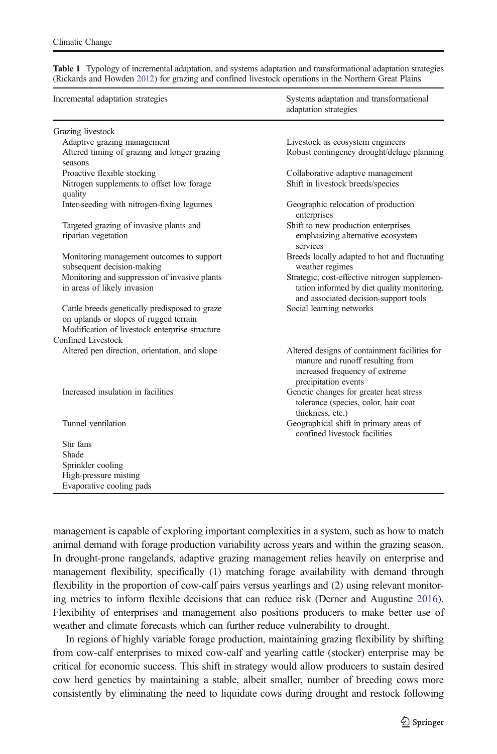**Table 1** Typology of incremental adaptation, and systems adaptation and transformational adaptation strategies (Rickards and Howden 2012) for grazing and confined livestock operations in the Northern Great Plains

| Incremental adaptation strategies | Systems adaptation and transformational adaptation strategies |
|---|---|
| Grazing livestock | |
| Adaptive grazing management | Livestock as ecosystem engineers |
| Altered timing of grazing and longer grazing seasons | Robust contingency drought/deluge planning |
| Proactive flexible stocking | Collaborative adaptive management |
| Nitrogen supplements to offset low forage quality | Shift in livestock breeds/species |
| Inter-seeding with nitrogen-fixing legumes | Geographic relocation of production enterprises |
| Targeted grazing of invasive plants and riparian vegetation | Shift to new production enterprises emphasizing alternative ecosystem services |
| Monitoring management outcomes to support subsequent decision-making | Breeds locally adapted to hot and fluctuating weather regimes |
| Monitoring and suppression of invasive plants in areas of likely invasion | Strategic, cost-effective nitrogen supplementation informed by diet quality monitoring, and associated decision-support tools |
| Cattle breeds genetically predisposed to graze on uplands or slopes of rugged terrain | Social learning networks |
| Modification of livestock enterprise structure | |
| Confined Livestock | |
| Altered pen direction, orientation, and slope | Altered designs of containment facilities for manure and runoff resulting from increased frequency of extreme precipitation events |
| Increased insulation in facilities | Genetic changes for greater heat stress tolerance (species, color, hair coat thickness, etc.) |
| Tunnel ventilation | Geographical shift in primary areas of confined livestock facilities |
| Stir fans | |
| Shade | |
| Sprinkler cooling | |
| High-pressure misting | |
| Evaporative cooling pads | |

management is capable of exploring important complexities in a system, such as how to match animal demand with forage production variability across years and within the grazing season. In drought-prone rangelands, adaptive grazing management relies heavily on enterprise and management flexibility, specifically (1) matching forage availability with demand through flexibility in the proportion of cow-calf pairs versus yearlings and (2) using relevant monitoring metrics to inform flexible decisions that can reduce risk (Derner and Augustine 2016). Flexibility of enterprises and management also positions producers to make better use of weather and climate forecasts which can further reduce vulnerability to drought.

In regions of highly variable forage production, maintaining grazing flexibility by shifting from cow-calf enterprises to mixed cow-calf and yearling cattle (stocker) enterprise may be critical for economic success. This shift in strategy would allow producers to sustain desired cow herd genetics by maintaining a stable, albeit smaller, number of breeding cows more consistently by eliminating the need to liquidate cows during drought and restock following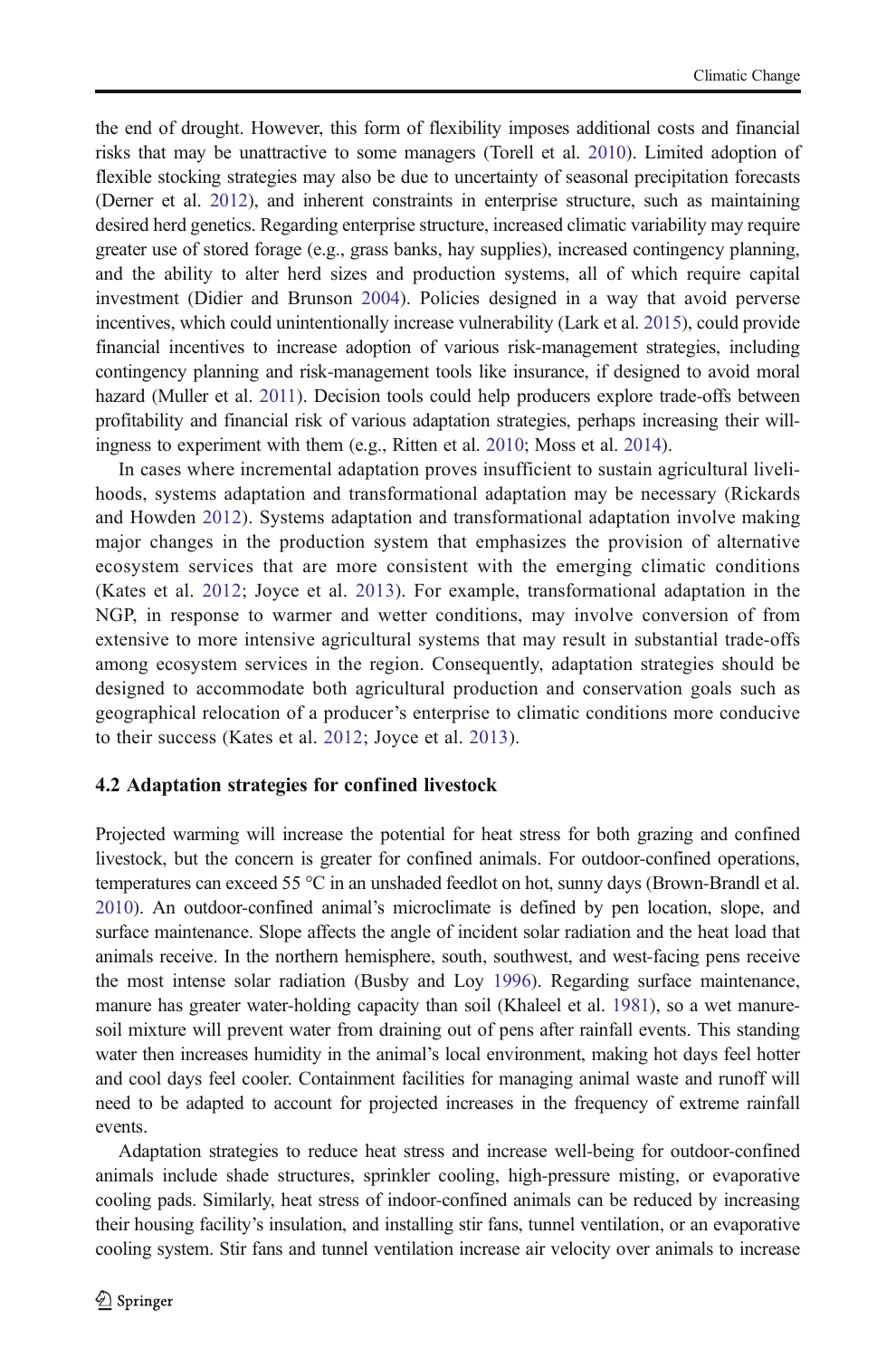the end of drought. However, this form of flexibility imposes additional costs and financial risks that may be unattractive to some managers (Torell et al. 2010). Limited adoption of flexible stocking strategies may also be due to uncertainty of seasonal precipitation forecasts (Derner et al. 2012), and inherent constraints in enterprise structure, such as maintaining desired herd genetics. Regarding enterprise structure, increased climatic variability may require greater use of stored forage (e.g., grass banks, hay supplies), increased contingency planning, and the ability to alter herd sizes and production systems, all of which require capital investment (Didier and Brunson 2004). Policies designed in a way that avoid perverse incentives, which could unintentionally increase vulnerability (Lark et al. 2015), could provide financial incentives to increase adoption of various risk-management strategies, including contingency planning and risk-management tools like insurance, if designed to avoid moral hazard (Muller et al. 2011). Decision tools could help producers explore trade-offs between profitability and financial risk of various adaptation strategies, perhaps increasing their willingness to experiment with them (e.g., Ritten et al. 2010; Moss et al. 2014).

In cases where incremental adaptation proves insufficient to sustain agricultural livelihoods, systems adaptation and transformational adaptation may be necessary (Rickards and Howden 2012). Systems adaptation and transformational adaptation involve making major changes in the production system that emphasizes the provision of alternative ecosystem services that are more consistent with the emerging climatic conditions (Kates et al. 2012; Joyce et al. 2013). For example, transformational adaptation in the NGP, in response to warmer and wetter conditions, may involve conversion of from extensive to more intensive agricultural systems that may result in substantial trade-offs among ecosystem services in the region. Consequently, adaptation strategies should be designed to accommodate both agricultural production and conservation goals such as geographical relocation of a producer's enterprise to climatic conditions more conducive to their success (Kates et al. 2012; Joyce et al. 2013).

### 4.2 Adaptation strategies for confined livestock

Projected warming will increase the potential for heat stress for both grazing and confined livestock, but the concern is greater for confined animals. For outdoor-confined operations, temperatures can exceed 55 °C in an unshaded feedlot on hot, sunny days (Brown-Brandl et al. 2010). An outdoor-confined animal's microclimate is defined by pen location, slope, and surface maintenance. Slope affects the angle of incident solar radiation and the heat load that animals receive. In the northern hemisphere, south, southwest, and west-facing pens receive the most intense solar radiation (Busby and Loy 1996). Regarding surface maintenance, manure has greater water-holding capacity than soil (Khaleel et al. 1981), so a wet manure-soil mixture will prevent water from draining out of pens after rainfall events. This standing water then increases humidity in the animal's local environment, making hot days feel hotter and cool days feel cooler. Containment facilities for managing animal waste and runoff will need to be adapted to account for projected increases in the frequency of extreme rainfall events.

Adaptation strategies to reduce heat stress and increase well-being for outdoor-confined animals include shade structures, sprinkler cooling, high-pressure misting, or evaporative cooling pads. Similarly, heat stress of indoor-confined animals can be reduced by increasing their housing facility's insulation, and installing stir fans, tunnel ventilation, or an evaporative cooling system. Stir fans and tunnel ventilation increase air velocity over animals to increase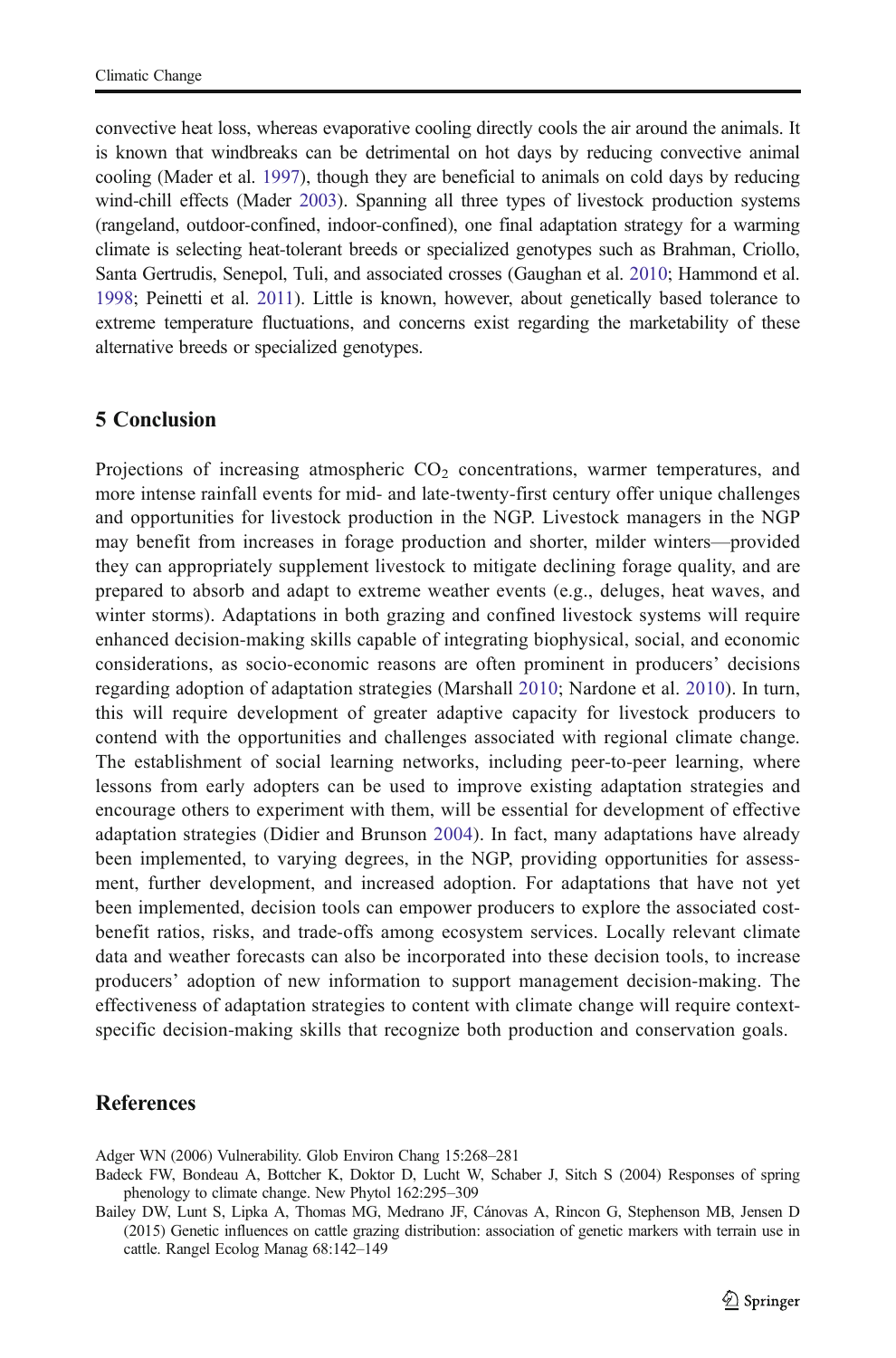convective heat loss, whereas evaporative cooling directly cools the air around the animals. It is known that windbreaks can be detrimental on hot days by reducing convective animal cooling (Mader et al. 1997), though they are beneficial to animals on cold days by reducing wind-chill effects (Mader 2003). Spanning all three types of livestock production systems (rangeland, outdoor-confined, indoor-confined), one final adaptation strategy for a warming climate is selecting heat-tolerant breeds or specialized genotypes such as Brahman, Criollo, Santa Gertrudis, Senepol, Tuli, and associated crosses (Gaughan et al. 2010; Hammond et al. 1998; Peinetti et al. 2011). Little is known, however, about genetically based tolerance to extreme temperature fluctuations, and concerns exist regarding the marketability of these alternative breeds or specialized genotypes.

## 5 Conclusion

Projections of increasing atmospheric $CO_2$ concentrations, warmer temperatures, and more intense rainfall events for mid- and late-twenty-first century offer unique challenges and opportunities for livestock production in the NGP. Livestock managers in the NGP may benefit from increases in forage production and shorter, milder winters—provided they can appropriately supplement livestock to mitigate declining forage quality, and are prepared to absorb and adapt to extreme weather events (e.g., deluges, heat waves, and winter storms). Adaptations in both grazing and confined livestock systems will require enhanced decision-making skills capable of integrating biophysical, social, and economic considerations, as socio-economic reasons are often prominent in producers' decisions regarding adoption of adaptation strategies (Marshall 2010; Nardone et al. 2010). In turn, this will require development of greater adaptive capacity for livestock producers to contend with the opportunities and challenges associated with regional climate change. The establishment of social learning networks, including peer-to-peer learning, where lessons from early adopters can be used to improve existing adaptation strategies and encourage others to experiment with them, will be essential for development of effective adaptation strategies (Didier and Brunson 2004). In fact, many adaptations have already been implemented, to varying degrees, in the NGP, providing opportunities for assessment, further development, and increased adoption. For adaptations that have not yet been implemented, decision tools can empower producers to explore the associated cost-benefit ratios, risks, and trade-offs among ecosystem services. Locally relevant climate data and weather forecasts can also be incorporated into these decision tools, to increase producers' adoption of new information to support management decision-making. The effectiveness of adaptation strategies to content with climate change will require context-specific decision-making skills that recognize both production and conservation goals.

## References

Adger WN (2006) Vulnerability. Glob Environ Chang 15:268–281

Badeck FW, Bondeau A, Bottcher K, Doktor D, Lucht W, Schaber J, Sitch S (2004) Responses of spring phenology to climate change. New Phytol 162:295–309

Bailey DW, Lunt S, Lipka A, Thomas MG, Medrano JF, Cánovas A, Rincon G, Stephenson MB, Jensen D (2015) Genetic influences on cattle grazing distribution: association of genetic markers with terrain use in cattle. Rangel Ecolog Manag 68:142–149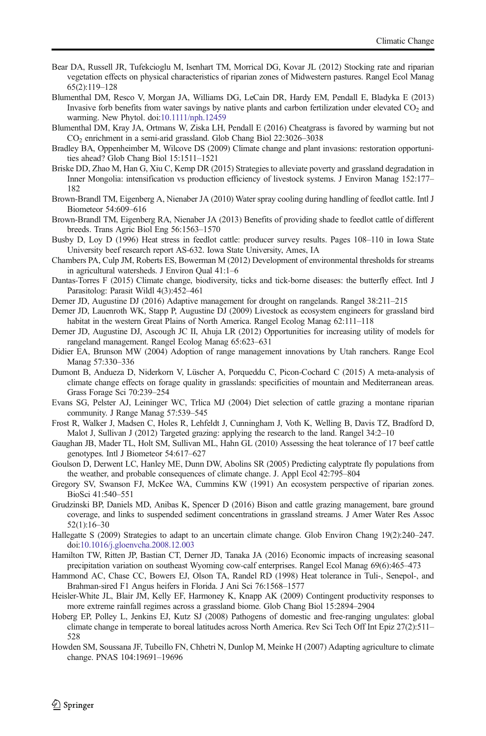Bear DA, Russell JR, Tufekcioglu M, Isenhart TM, Morrical DG, Kovar JL (2012) Stocking rate and riparian vegetation effects on physical characteristics of riparian zones of Midwestern pastures. Rangel Ecol Manag 65(2):119–128

Blumenthal DM, Resco V, Morgan JA, Williams DG, LeCain DR, Hardy EM, Pendall E, Bladyka E (2013) Invasive forb benefits from water savings by native plants and carbon fertilization under elevated $CO_2$ and warming. New Phytol. doi:10.1111/nph.12459

Blumenthal DM, Kray JA, Ortmans W, Ziska LH, Pendall E (2016) Cheatgrass is favored by warming but not $CO_2$ enrichment in a semi-arid grassland. Glob Chang Biol 22:3026–3038

Bradley BA, Oppenheimber M, Wilcove DS (2009) Climate change and plant invasions: restoration opportunities ahead? Glob Chang Biol 15:1511–1521

Briske DD, Zhao M, Han G, Xiu C, Kemp DR (2015) Strategies to alleviate poverty and grassland degradation in Inner Mongolia: intensification vs production efficiency of livestock systems. J Environ Manag 152:177–182

Brown-Brandl TM, Eigenberg A, Nienaber JA (2010) Water spray cooling during handling of feedlot cattle. Intl J Biometeor 54:609–616

Brown-Brandl TM, Eigenberg RA, Nienaber JA (2013) Benefits of providing shade to feedlot cattle of different breeds. Trans Agric Biol Eng 56:1563–1570

Busby D, Loy D (1996) Heat stress in feedlot cattle: producer survey results. Pages 108–110 in Iowa State University beef research report AS-632. Iowa State University, Ames, IA

Chambers PA, Culp JM, Roberts ES, Bowerman M (2012) Development of environmental thresholds for streams in agricultural watersheds. J Environ Qual 41:1–6

Dantas-Torres F (2015) Climate change, biodiversity, ticks and tick-borne diseases: the butterfly effect. Intl J Parasitolog: Parasit Wildl 4(3):452–461

Derner JD, Augustine DJ (2016) Adaptive management for drought on rangelands. Rangel 38:211–215

Derner JD, Lauenroth WK, Stapp P, Augustine DJ (2009) Livestock as ecosystem engineers for grassland bird habitat in the western Great Plains of North America. Rangel Ecolog Manag 62:111–118

Derner JD, Augustine DJ, Ascough JC II, Ahuja LR (2012) Opportunities for increasing utility of models for rangeland management. Rangel Ecolog Manag 65:623–631

Didier EA, Brunson MW (2004) Adoption of range management innovations by Utah ranchers. Range Ecol Manag 57:330–336

Dumont B, Andueza D, Niderkorn V, Lüscher A, Porqueddu C, Picon-Cochard C (2015) A meta-analysis of climate change effects on forage quality in grasslands: specificities of mountain and Mediterranean areas. Grass Forage Sci 70:239–254

Evans SG, Pelster AJ, Leininger WC, Trlica MJ (2004) Diet selection of cattle grazing a montane riparian community. J Range Manag 57:539–545

Frost R, Walker J, Madsen C, Holes R, Lehfeldt J, Cunningham J, Voth K, Welling B, Davis TZ, Bradford D, Malot J, Sullivan J (2012) Targeted grazing: applying the research to the land. Rangel 34:2–10

Gaughan JB, Mader TL, Holt SM, Sullivan ML, Hahn GL (2010) Assessing the heat tolerance of 17 beef cattle genotypes. Intl J Biometeor 54:617–627

Goulson D, Derwent LC, Hanley ME, Dunn DW, Abolins SR (2005) Predicting calyptrate fly populations from the weather, and probable consequences of climate change. J. Appl Ecol 42:795–804

Gregory SV, Swanson FJ, McKee WA, Cummins KW (1991) An ecosystem perspective of riparian zones. BioSci 41:540–551

Grudzinski BP, Daniels MD, Anibas K, Spencer D (2016) Bison and cattle grazing management, bare ground coverage, and links to suspended sediment concentrations in grassland streams. J Amer Water Res Assoc 52(1):16–30

Hallegatte S (2009) Strategies to adapt to an uncertain climate change. Glob Environ Chang 19(2):240–247. doi:10.1016/j.gloenvcha.2008.12.003

Hamilton TW, Ritten JP, Bastian CT, Derner JD, Tanaka JA (2016) Economic impacts of increasing seasonal precipitation variation on southeast Wyoming cow-calf enterprises. Rangel Ecol Manag 69(6):465–473

Hammond AC, Chase CC, Bowers EJ, Olson TA, Randel RD (1998) Heat tolerance in Tuli-, Senepol-, and Brahman-sired F1 Angus heifers in Florida. J Ani Sci 76:1568–1577

Heisler-White JL, Blair JM, Kelly EF, Harmoney K, Knapp AK (2009) Contingent productivity responses to more extreme rainfall regimes across a grassland biome. Glob Chang Biol 15:2894–2904

Hoberg EP, Polley L, Jenkins EJ, Kutz SJ (2008) Pathogens of domestic and free-ranging ungulates: global climate change in temperate to boreal latitudes across North America. Rev Sci Tech Off Int Epiz 27(2):511–528

Howden SM, Soussana JF, Tubeillo FN, Chhetri N, Dunlop M, Meinke H (2007) Adapting agriculture to climate change. PNAS 104:19691–19696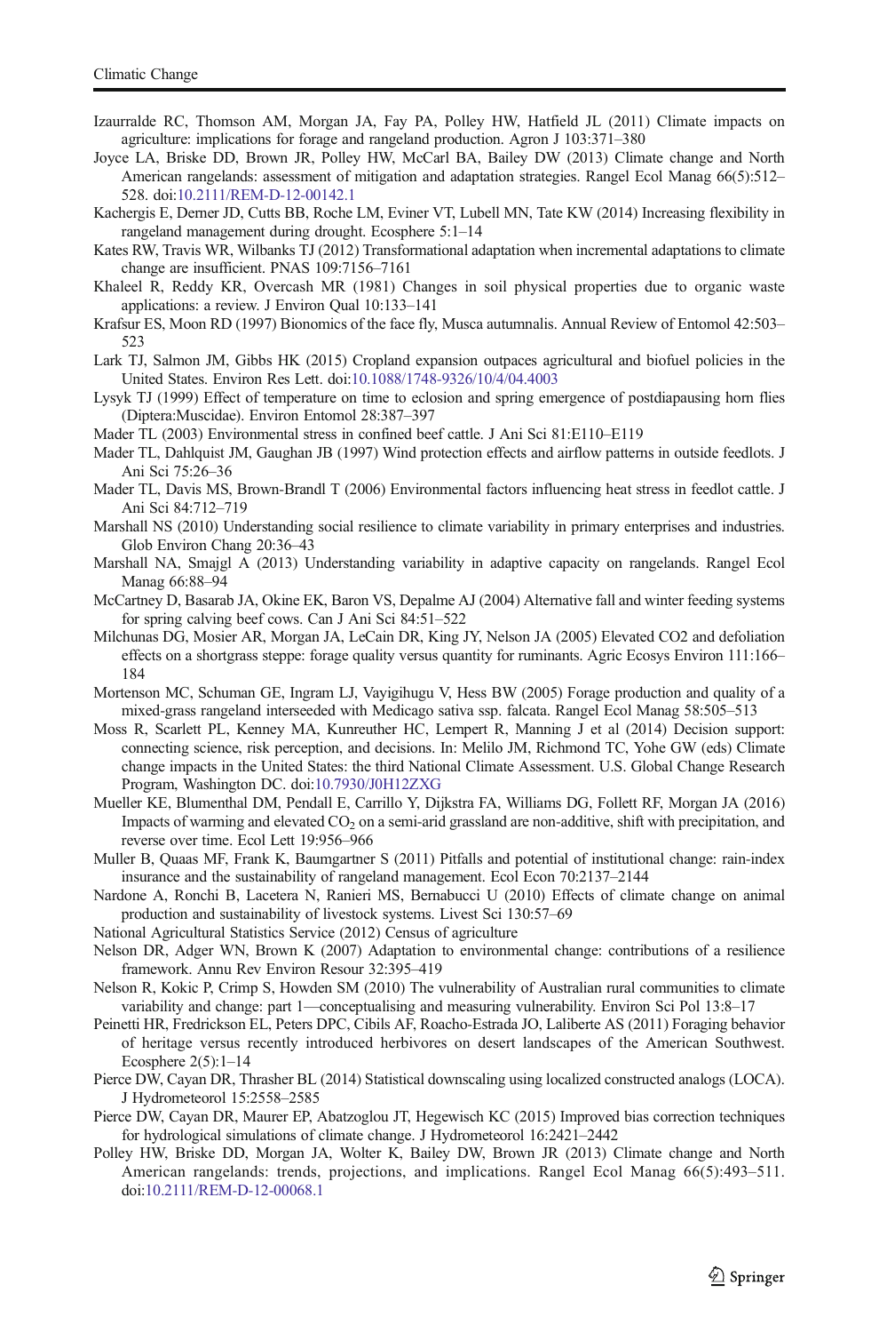Izaurralde RC, Thomson AM, Morgan JA, Fay PA, Polley HW, Hatfield JL (2011) Climate impacts on agriculture: implications for forage and rangeland production. Agron J 103:371–380

Joyce LA, Briske DD, Brown JR, Polley HW, McCarl BA, Bailey DW (2013) Climate change and North American rangelands: assessment of mitigation and adaptation strategies. Rangel Ecol Manag 66(5):512–528. doi:10.2111/REM-D-12-00142.1

Kachergis E, Derner JD, Cutts BB, Roche LM, Eviner VT, Lubell MN, Tate KW (2014) Increasing flexibility in rangeland management during drought. Ecosphere 5:1–14

Kates RW, Travis WR, Wilbanks TJ (2012) Transformational adaptation when incremental adaptations to climate change are insufficient. PNAS 109:7156–7161

Khaleel R, Reddy KR, Overcash MR (1981) Changes in soil physical properties due to organic waste applications: a review. J Environ Qual 10:133–141

Krafsur ES, Moon RD (1997) Bionomics of the face fly, Musca autumnalis. Annual Review of Entomol 42:503–523

Lark TJ, Salmon JM, Gibbs HK (2015) Cropland expansion outpaces agricultural and biofuel policies in the United States. Environ Res Lett. doi:10.1088/1748-9326/10/4/04.4003

Lysyk TJ (1999) Effect of temperature on time to eclosion and spring emergence of postdiapausing horn flies (Diptera:Muscidae). Environ Entomol 28:387–397

Mader TL (2003) Environmental stress in confined beef cattle. J Ani Sci 81:E110–E119

Mader TL, Dahlquist JM, Gaughan JB (1997) Wind protection effects and airflow patterns in outside feedlots. J Ani Sci 75:26–36

Mader TL, Davis MS, Brown-Brandl T (2006) Environmental factors influencing heat stress in feedlot cattle. J Ani Sci 84:712–719

Marshall NS (2010) Understanding social resilience to climate variability in primary enterprises and industries. Glob Environ Chang 20:36–43

Marshall NA, Smajgl A (2013) Understanding variability in adaptive capacity on rangelands. Rangel Ecol Manag 66:88–94

McCartney D, Basarab JA, Okine EK, Baron VS, Depalme AJ (2004) Alternative fall and winter feeding systems for spring calving beef cows. Can J Ani Sci 84:51–522

Milchunas DG, Mosier AR, Morgan JA, LeCain DR, King JY, Nelson JA (2005) Elevated CO2 and defoliation effects on a shortgrass steppe: forage quality versus quantity for ruminants. Agric Ecosys Environ 111:166–184

Mortenson MC, Schuman GE, Ingram LJ, Vayigihugu V, Hess BW (2005) Forage production and quality of a mixed-grass rangeland interseeded with Medicago sativa ssp. falcata. Rangel Ecol Manag 58:505–513

Moss R, Scarlett PL, Kenney MA, Kunreuther HC, Lempert R, Manning J et al (2014) Decision support: connecting science, risk perception, and decisions. In: Melilo JM, Richmond TC, Yohe GW (eds) Climate change impacts in the United States: the third National Climate Assessment. U.S. Global Change Research Program, Washington DC. doi:10.7930/J0H12ZXG

Mueller KE, Blumenthal DM, Pendall E, Carrillo Y, Dijkstra FA, Williams DG, Follett RF, Morgan JA (2016) Impacts of warming and elevated $CO_2$ on a semi-arid grassland are non-additive, shift with precipitation, and reverse over time. Ecol Lett 19:956–966

Muller B, Quaas MF, Frank K, Baumgartner S (2011) Pitfalls and potential of institutional change: rain-index insurance and the sustainability of rangeland management. Ecol Econ 70:2137–2144

Nardone A, Ronchi B, Lacetera N, Ranieri MS, Bernabucci U (2010) Effects of climate change on animal production and sustainability of livestock systems. Livest Sci 130:57–69

National Agricultural Statistics Service (2012) Census of agriculture

Nelson DR, Adger WN, Brown K (2007) Adaptation to environmental change: contributions of a resilience framework. Annu Rev Environ Resour 32:395–419

Nelson R, Kokic P, Crimp S, Howden SM (2010) The vulnerability of Australian rural communities to climate variability and change: part 1—conceptualising and measuring vulnerability. Environ Sci Pol 13:8–17

Peinetti HR, Fredrickson EL, Peters DPC, Cibils AF, Roacho-Estrada JO, Laliberte AS (2011) Foraging behavior of heritage versus recently introduced herbivores on desert landscapes of the American Southwest. Ecosphere 2(5):1–14

Pierce DW, Cayan DR, Thrasher BL (2014) Statistical downscaling using localized constructed analogs (LOCA). J Hydrometeorol 15:2558–2585

Pierce DW, Cayan DR, Maurer EP, Abatzoglou JT, Hegewisch KC (2015) Improved bias correction techniques for hydrological simulations of climate change. J Hydrometeorol 16:2421–2442

Polley HW, Briske DD, Morgan JA, Wolter K, Bailey DW, Brown JR (2013) Climate change and North American rangelands: trends, projections, and implications. Rangel Ecol Manag 66(5):493–511. doi:10.2111/REM-D-12-00068.1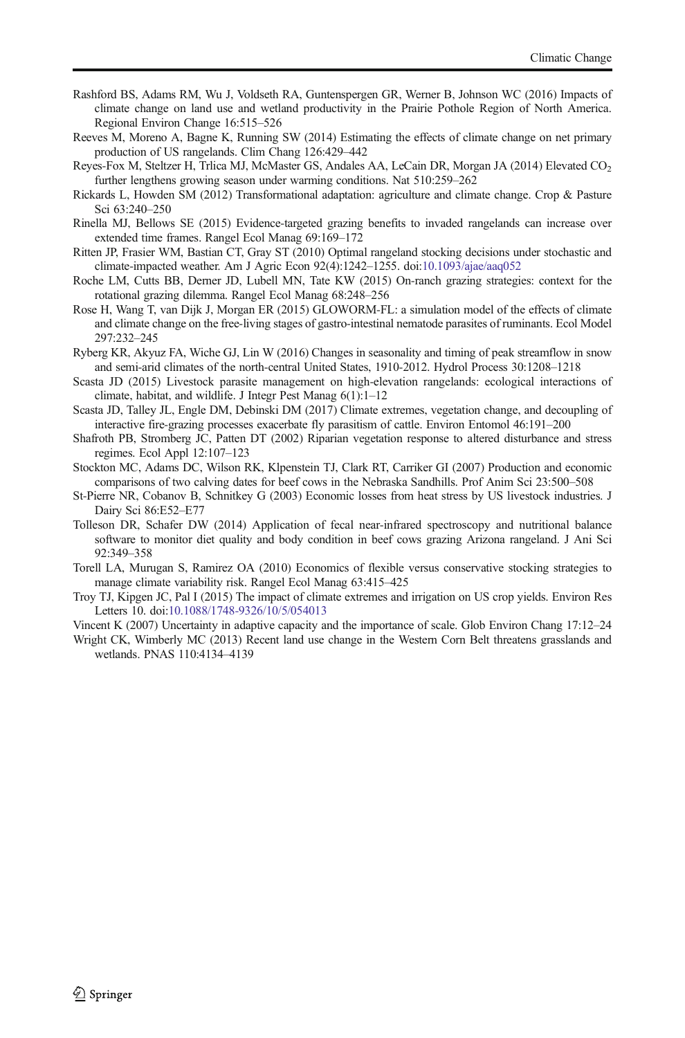Rashford BS, Adams RM, Wu J, Voldseth RA, Guntenspergen GR, Werner B, Johnson WC (2016) Impacts of climate change on land use and wetland productivity in the Prairie Pothole Region of North America. Regional Environ Change 16:515–526

Reeves M, Moreno A, Bagne K, Running SW (2014) Estimating the effects of climate change on net primary production of US rangelands. Clim Chang 126:429–442

Reyes-Fox M, Steltzer H, Trlica MJ, McMaster GS, Andales AA, LeCain DR, Morgan JA (2014) Elevated $CO_2$ further lengthens growing season under warming conditions. Nat 510:259–262

Rickards L, Howden SM (2012) Transformational adaptation: agriculture and climate change. Crop & Pasture Sci 63:240–250

Rinella MJ, Bellows SE (2015) Evidence-targeted grazing benefits to invaded rangelands can increase over extended time frames. Rangel Ecol Manag 69:169–172

Ritten JP, Frasier WM, Bastian CT, Gray ST (2010) Optimal rangeland stocking decisions under stochastic and climate-impacted weather. Am J Agric Econ 92(4):1242–1255. doi:10.1093/ajae/aaq052

Roche LM, Cutts BB, Derner JD, Lubell MN, Tate KW (2015) On-ranch grazing strategies: context for the rotational grazing dilemma. Rangel Ecol Manag 68:248–256

Rose H, Wang T, van Dijk J, Morgan ER (2015) GLOWORM-FL: a simulation model of the effects of climate and climate change on the free-living stages of gastro-intestinal nematode parasites of ruminants. Ecol Model 297:232–245

Ryberg KR, Akyuz FA, Wiche GJ, Lin W (2016) Changes in seasonality and timing of peak streamflow in snow and semi-arid climates of the north-central United States, 1910-2012. Hydrol Process 30:1208–1218

Scasta JD (2015) Livestock parasite management on high-elevation rangelands: ecological interactions of climate, habitat, and wildlife. J Integr Pest Manag 6(1):1–12

Scasta JD, Talley JL, Engle DM, Debinski DM (2017) Climate extremes, vegetation change, and decoupling of interactive fire-grazing processes exacerbate fly parasitism of cattle. Environ Entomol 46:191–200

Shafroth PB, Stromberg JC, Patten DT (2002) Riparian vegetation response to altered disturbance and stress regimes. Ecol Appl 12:107–123

Stockton MC, Adams DC, Wilson RK, Klpenstein TJ, Clark RT, Carriker GI (2007) Production and economic comparisons of two calving dates for beef cows in the Nebraska Sandhills. Prof Anim Sci 23:500–508

St-Pierre NR, Cobanov B, Schnitkey G (2003) Economic losses from heat stress by US livestock industries. J Dairy Sci 86:E52–E77

Tolleson DR, Schafer DW (2014) Application of fecal near-infrared spectroscopy and nutritional balance software to monitor diet quality and body condition in beef cows grazing Arizona rangeland. J Ani Sci 92:349–358

Torell LA, Murugan S, Ramirez OA (2010) Economics of flexible versus conservative stocking strategies to manage climate variability risk. Rangel Ecol Manag 63:415–425

Troy TJ, Kipgen JC, Pal I (2015) The impact of climate extremes and irrigation on US crop yields. Environ Res Letters 10. doi:10.1088/1748-9326/10/5/054013

Vincent K (2007) Uncertainty in adaptive capacity and the importance of scale. Glob Environ Chang 17:12–24

Wright CK, Wimberly MC (2013) Recent land use change in the Western Corn Belt threatens grasslands and wetlands. PNAS 110:4134–4139